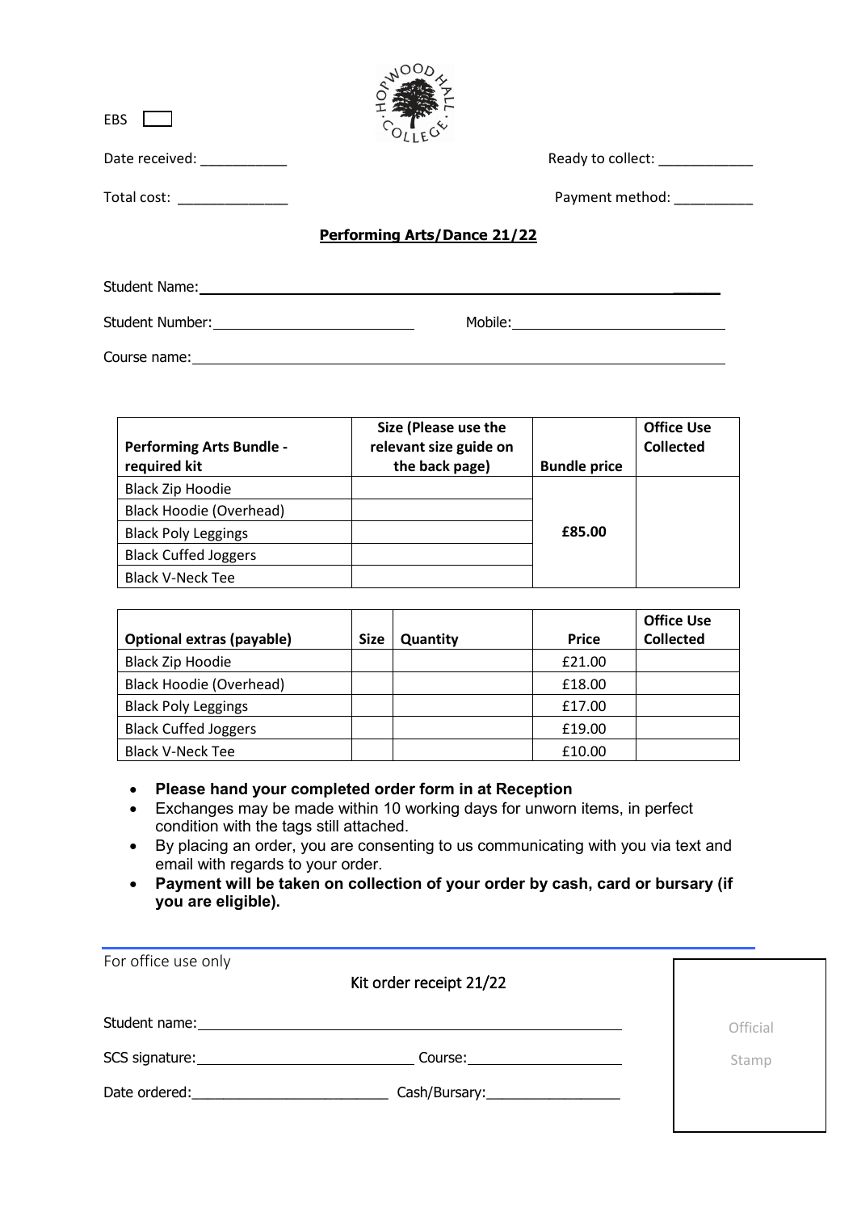EBS ☐

HOPWOOD HALL COLLEGE

Date received: ___________ Ready to collect: ____________

Total cost: ______________ Payment method: __________

**Performing Arts/Dance 21/22**

Student Name: ______________________________________________

Student Number: ________________________ Mobile: ___________________________

Course name: ______________________________________________

| **Performing Arts Bundle - required kit** | **Size (Please use the relevant size guide on the back page)** | **Bundle price** | **Office Use Collected** |
|---|---|---|---|
| Black Zip Hoodie | | **£85.00** | |
| Black Hoodie (Overhead) | | | |
| Black Poly Leggings | | | |
| Black Cuffed Joggers | | | |
| Black V-Neck Tee | | | |

| **Optional extras (payable)** | **Size** | **Quantity** | **Price** | **Office Use Collected** |
|---|---|---|---|---|
| Black Zip Hoodie | | | £21.00 | |
| Black Hoodie (Overhead) | | | £18.00 | |
| Black Poly Leggings | | | £17.00 | |
| Black Cuffed Joggers | | | £19.00 | |
| Black V-Neck Tee | | | £10.00 | |

- **Please hand your completed order form in at Reception**
- Exchanges may be made within 10 working days for unworn items, in perfect condition with the tags still attached.
- By placing an order, you are consenting to us communicating with you via text and email with regards to your order.
- **Payment will be taken on collection of your order by cash, card or bursary (if you are eligible).**

---

For office use only

Kit order receipt 21/22

Student name: ______________________________________________

SCS signature: ___________________________ Course: ____________________

Date ordered: _________________________ Cash/Bursary: _________________

Official Stamp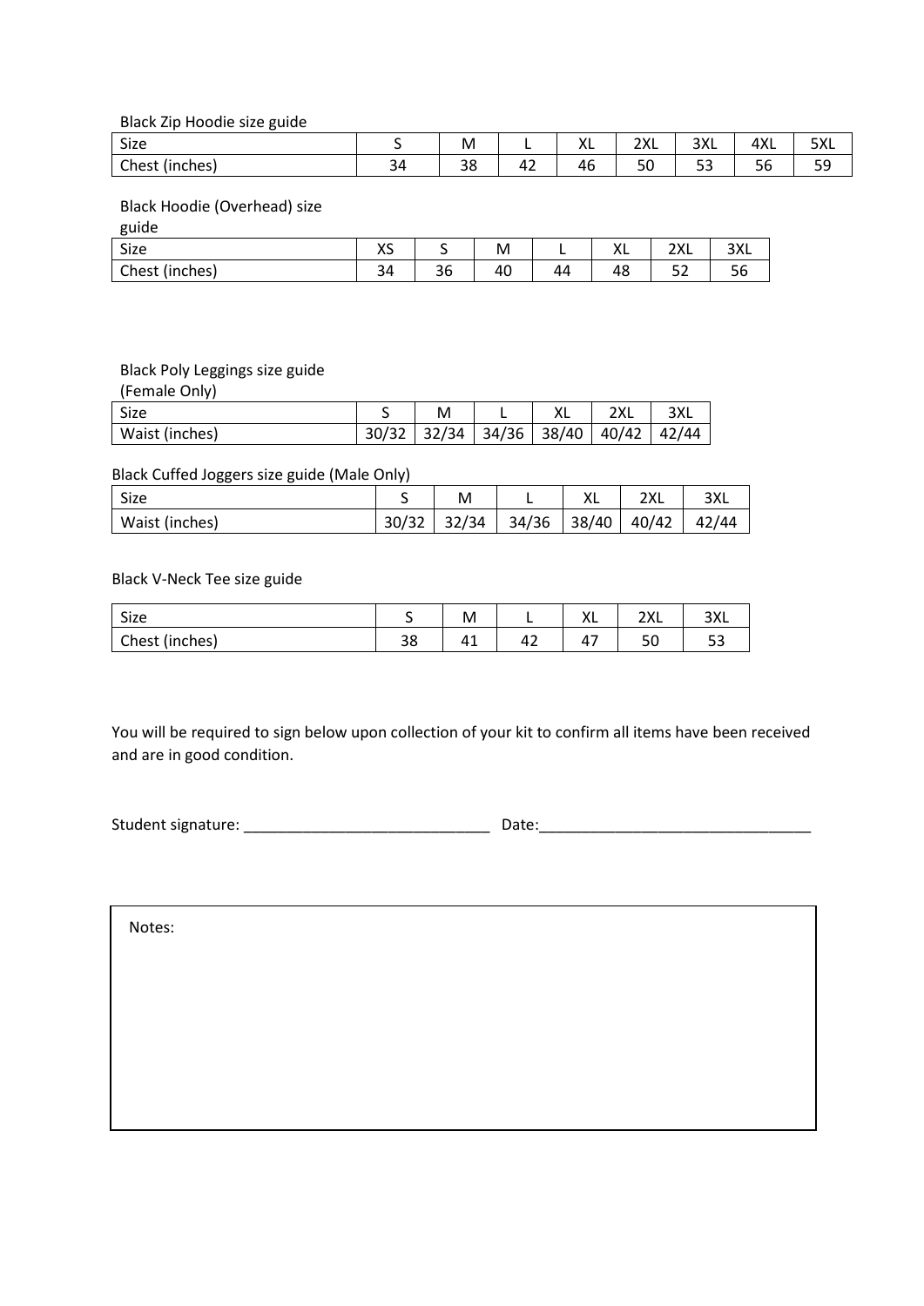Black Zip Hoodie size guide

| Size | S | M | L | XL | 2XL | 3XL | 4XL | 5XL |
|---|---|---|---|---|---|---|---|---|
| Chest (inches) | 34 | 38 | 42 | 46 | 50 | 53 | 56 | 59 |

Black Hoodie (Overhead) size guide

| Size | XS | S | M | L | XL | 2XL | 3XL |
|---|---|---|---|---|---|---|---|
| Chest (inches) | 34 | 36 | 40 | 44 | 48 | 52 | 56 |

Black Poly Leggings size guide (Female Only)

| Size | S | M | L | XL | 2XL | 3XL |
|---|---|---|---|---|---|---|
| Waist (inches) | 30/32 | 32/34 | 34/36 | 38/40 | 40/42 | 42/44 |

Black Cuffed Joggers size guide (Male Only)

| Size | S | M | L | XL | 2XL | 3XL |
|---|---|---|---|---|---|---|
| Waist (inches) | 30/32 | 32/34 | 34/36 | 38/40 | 40/42 | 42/44 |

Black V-Neck Tee size guide

| Size | S | M | L | XL | 2XL | 3XL |
|---|---|---|---|---|---|---|
| Chest (inches) | 38 | 41 | 42 | 47 | 50 | 53 |

You will be required to sign below upon collection of your kit to confirm all items have been received and are in good condition.

Student signature: ______________________________ Date:________________________________

Notes: